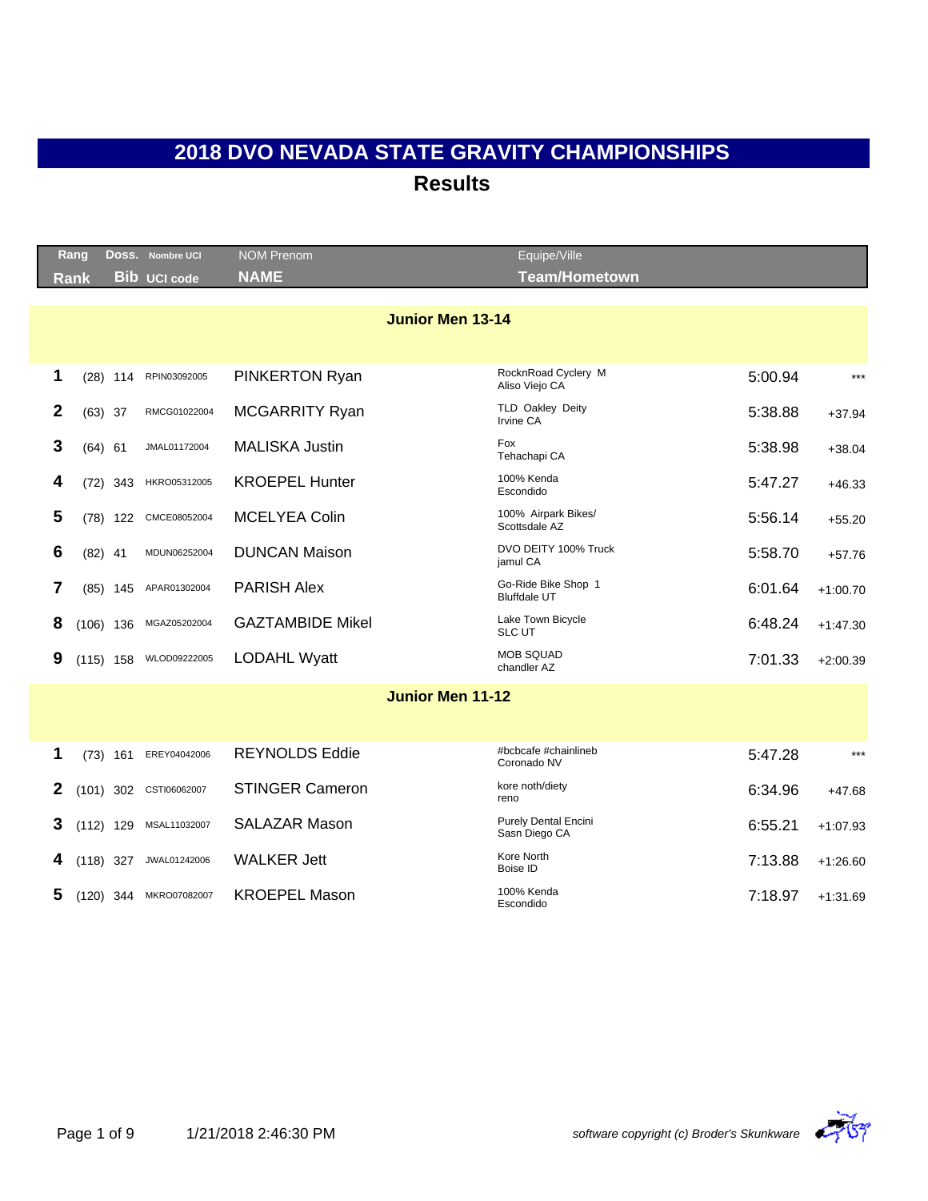# 2018 DVO NEVADA STATE GRAVITY CHAMPIONSHIPS

## Results

| Rang<br>Rank | | Doss.<br>Bib | Nombre UCI<br>UCI code | NOM Prenom<br>NAME | Equipe/Ville<br>Team/Hometown | | |
|---|---|---|---|---|---|---|---|
| **Junior Men 13-14** | | | | | | | |
| 1 | (28) | 114 | RPIN03092005 | PINKERTON Ryan | RocknRoad Cyclery M<br>Aliso Viejo CA | 5:00.94 | *** |
| 2 | (63) | 37 | RMCG01022004 | MCGARRITY Ryan | TLD Oakley Deity<br>Irvine CA | 5:38.88 | +37.94 |
| 3 | (64) | 61 | JMAL01172004 | MALISKA Justin | Fox<br>Tehachapi CA | 5:38.98 | +38.04 |
| 4 | (72) | 343 | HKRO05312005 | KROEPEL Hunter | 100% Kenda<br>Escondido | 5:47.27 | +46.33 |
| 5 | (78) | 122 | CMCE08052004 | MCELYEA Colin | 100% Airpark Bikes/<br>Scottsdale AZ | 5:56.14 | +55.20 |
| 6 | (82) | 41 | MDUN06252004 | DUNCAN Maison | DVO DEITY 100% Truck<br>jamul CA | 5:58.70 | +57.76 |
| 7 | (85) | 145 | APAR01302004 | PARISH Alex | Go-Ride Bike Shop 1<br>Bluffdale UT | 6:01.64 | +1:00.70 |
| 8 | (106) | 136 | MGAZ05202004 | GAZTAMBIDE Mikel | Lake Town Bicycle<br>SLC UT | 6:48.24 | +1:47.30 |
| 9 | (115) | 158 | WLOD09222005 | LODAHL Wyatt | MOB SQUAD<br>chandler AZ | 7:01.33 | +2:00.39 |
| **Junior Men 11-12** | | | | | | | |
| 1 | (73) | 161 | EREY04042006 | REYNOLDS Eddie | #bcbcafe #chainlineb<br>Coronado NV | 5:47.28 | *** |
| 2 | (101) | 302 | CSTI06062007 | STINGER Cameron | kore noth/diety<br>reno | 6:34.96 | +47.68 |
| 3 | (112) | 129 | MSAL11032007 | SALAZAR Mason | Purely Dental Encini<br>Sasn Diego CA | 6:55.21 | +1:07.93 |
| 4 | (118) | 327 | JWAL01242006 | WALKER Jett | Kore North<br>Boise ID | 7:13.88 | +1:26.60 |
| 5 | (120) | 344 | MKRO07082007 | KROEPEL Mason | 100% Kenda<br>Escondido | 7:18.97 | +1:31.69 |

1/21/2018 2:46:30 PM

*software copyright (c) Broder's Skunkware*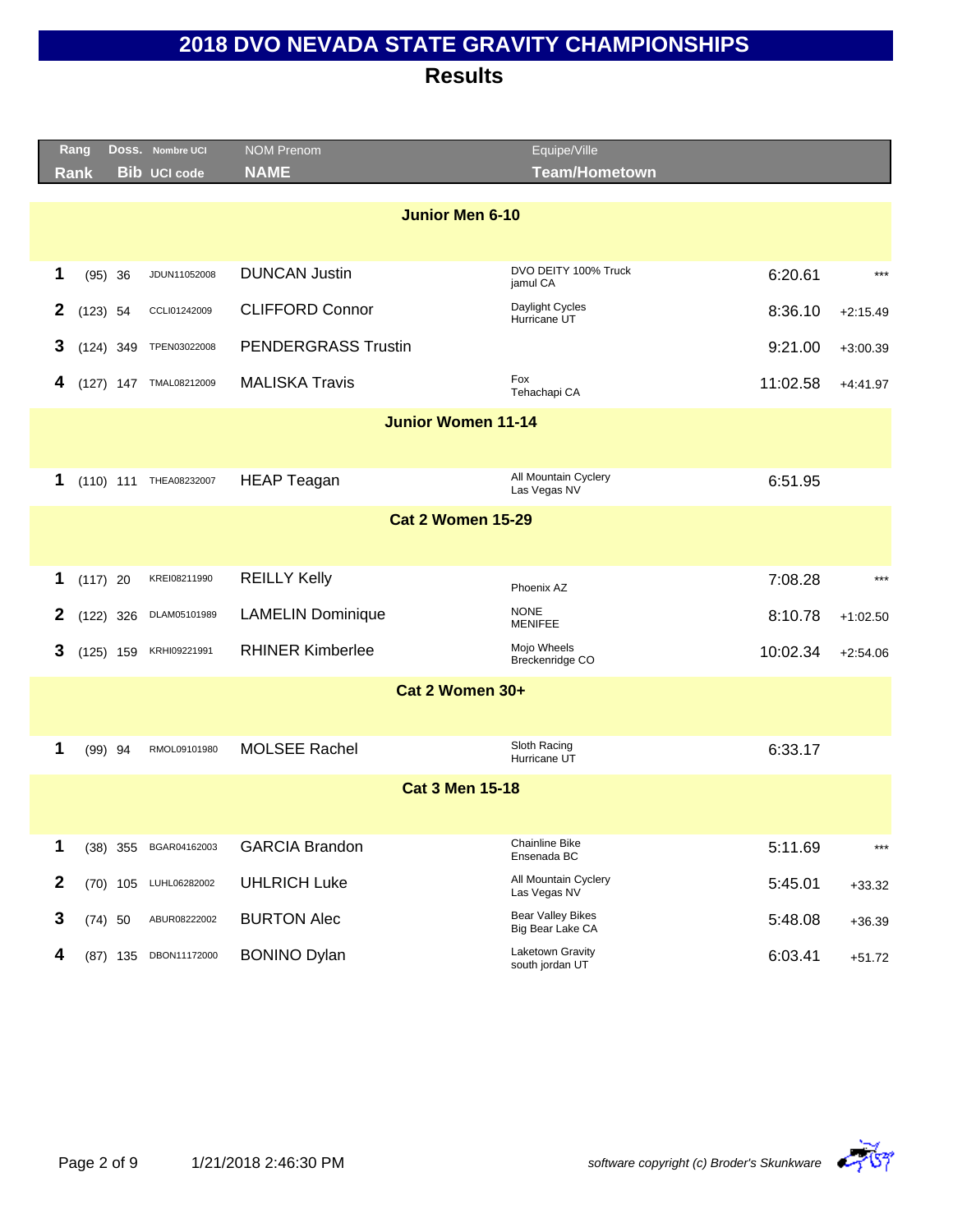# 2018 DVO NEVADA STATE GRAVITY CHAMPIONSHIPS

## Results

| Rang / Rank | Doss. / Bib | Nombre UCI / UCI code | NOM Prenom / NAME | Equipe/Ville / Team/Hometown | | |
|---|---|---|---|---|---|---|
| **Junior Men 6-10** | | | | | | |
| 1 | (95) 36 | JDUN11052008 | DUNCAN Justin | DVO DEITY 100% Truck jamul CA | 6:20.61 | *** |
| 2 | (123) 54 | CCLI01242009 | CLIFFORD Connor | Daylight Cycles Hurricane UT | 8:36.10 | +2:15.49 |
| 3 | (124) 349 | TPEN03022008 | PENDERGRASS Trustin | | 9:21.00 | +3:00.39 |
| 4 | (127) 147 | TMAL08212009 | MALISKA Travis | Fox Tehachapi CA | 11:02.58 | +4:41.97 |
| **Junior Women 11-14** | | | | | | |
| 1 | (110) 111 | THEA08232007 | HEAP Teagan | All Mountain Cyclery Las Vegas NV | 6:51.95 | |
| **Cat 2 Women 15-29** | | | | | | |
| 1 | (117) 20 | KREI08211990 | REILLY Kelly | Phoenix AZ | 7:08.28 | *** |
| 2 | (122) 326 | DLAM05101989 | LAMELIN Dominique | NONE MENIFEE | 8:10.78 | +1:02.50 |
| 3 | (125) 159 | KRHI09221991 | RHINER Kimberlee | Mojo Wheels Breckenridge CO | 10:02.34 | +2:54.06 |
| **Cat 2 Women 30+** | | | | | | |
| 1 | (99) 94 | RMOL09101980 | MOLSEE Rachel | Sloth Racing Hurricane UT | 6:33.17 | |
| **Cat 3 Men 15-18** | | | | | | |
| 1 | (38) 355 | BGAR04162003 | GARCIA Brandon | Chainline Bike Ensenada BC | 5:11.69 | *** |
| 2 | (70) 105 | LUHL06282002 | UHLRICH Luke | All Mountain Cyclery Las Vegas NV | 5:45.01 | +33.32 |
| 3 | (74) 50 | ABUR08222002 | BURTON Alec | Bear Valley Bikes Big Bear Lake CA | 5:48.08 | +36.39 |
| 4 | (87) 135 | DBON11172000 | BONINO Dylan | Laketown Gravity south jordan UT | 6:03.41 | +51.72 |

1/21/2018 2:46:30 PM

*software copyright (c) Broder's Skunkware*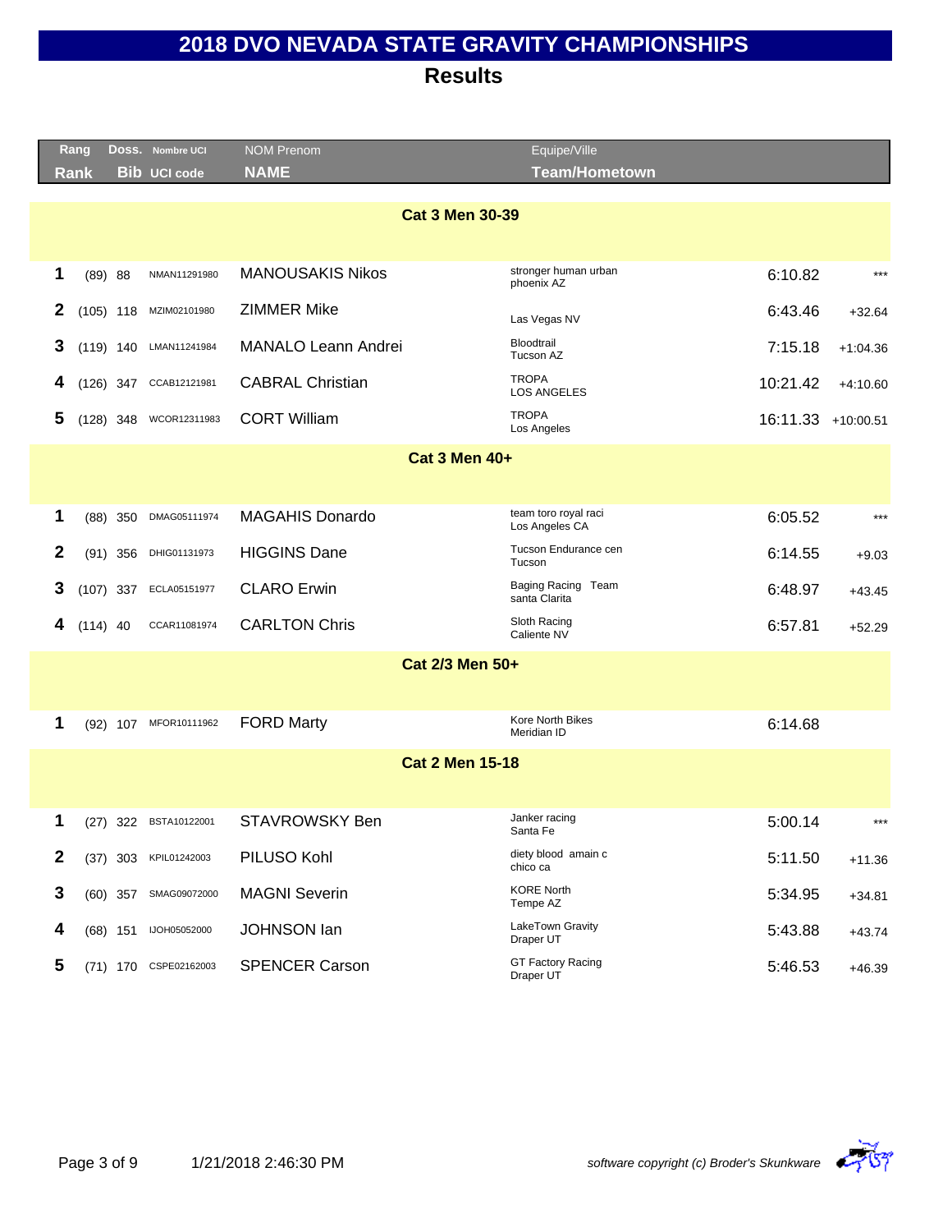# 2018 DVO NEVADA STATE GRAVITY CHAMPIONSHIPS

## Results

| Rang<br>Rank | | Doss.<br>Bib | Nombre UCI<br>UCI code | NOM Prenom<br>NAME | Equipe/Ville<br>Team/Hometown | | |
|---|---|---|---|---|---|---|---|
| **Cat 3 Men 30-39** | | | | | | | |
| 1 | (89) | 88 | NMAN11291980 | MANOUSAKIS Nikos | stronger human urban<br>phoenix AZ | 6:10.82 | *** |
| 2 | (105) | 118 | MZIM02101980 | ZIMMER Mike | Las Vegas NV | 6:43.46 | +32.64 |
| 3 | (119) | 140 | LMAN11241984 | MANALO Leann Andrei | Bloodtrail<br>Tucson AZ | 7:15.18 | +1:04.36 |
| 4 | (126) | 347 | CCAB12121981 | CABRAL Christian | TROPA<br>LOS ANGELES | 10:21.42 | +4:10.60 |
| 5 | (128) | 348 | WCOR12311983 | CORT William | TROPA<br>Los Angeles | 16:11.33 | +10:00.51 |
| **Cat 3 Men 40+** | | | | | | | |
| 1 | (88) | 350 | DMAG05111974 | MAGAHIS Donardo | team toro royal raci<br>Los Angeles CA | 6:05.52 | *** |
| 2 | (91) | 356 | DHIG01131973 | HIGGINS Dane | Tucson Endurance cen<br>Tucson | 6:14.55 | +9.03 |
| 3 | (107) | 337 | ECLA05151977 | CLARO Erwin | Baging Racing Team<br>santa Clarita | 6:48.97 | +43.45 |
| 4 | (114) | 40 | CCAR11081974 | CARLTON Chris | Sloth Racing<br>Caliente NV | 6:57.81 | +52.29 |
| **Cat 2/3 Men 50+** | | | | | | | |
| 1 | (92) | 107 | MFOR10111962 | FORD Marty | Kore North Bikes<br>Meridian ID | 6:14.68 | |
| **Cat 2 Men 15-18** | | | | | | | |
| 1 | (27) | 322 | BSTA10122001 | STAVROWSKY Ben | Janker racing<br>Santa Fe | 5:00.14 | *** |
| 2 | (37) | 303 | KPIL01242003 | PILUSO Kohl | diety blood amain c<br>chico ca | 5:11.50 | +11.36 |
| 3 | (60) | 357 | SMAG09072000 | MAGNI Severin | KORE North<br>Tempe AZ | 5:34.95 | +34.81 |
| 4 | (68) | 151 | IJOH05052000 | JOHNSON Ian | LakeTown Gravity<br>Draper UT | 5:43.88 | +43.74 |
| 5 | (71) | 170 | CSPE02162003 | SPENCER Carson | GT Factory Racing<br>Draper UT | 5:46.53 | +46.39 |

1/21/2018 2:46:30 PM

*software copyright (c) Broder's Skunkware*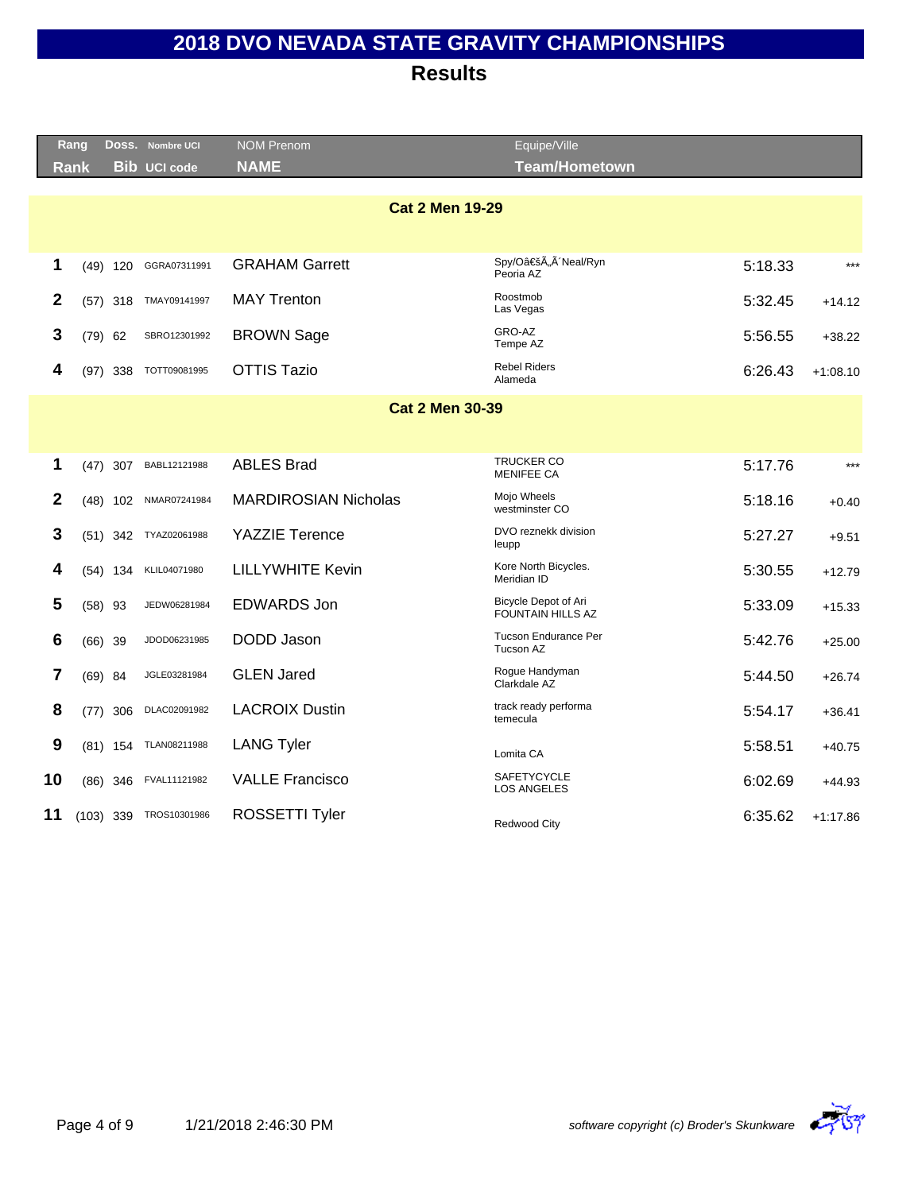# 2018 DVO NEVADA STATE GRAVITY CHAMPIONSHIPS

## Results

| Rang Rank | | Doss. Bib | Nombre UCI UCI code | NOM Prenom NAME | Equipe/Ville Team/Hometown | | |
|---|---|---|---|---|---|---|---|
| **Cat 2 Men 19-29** | | | | | | | |
| 1 | (49) | 120 | GGRA07311991 | GRAHAM Garrett | Spy/Oâ€šÃ„Ã´Neal/Ryn Peoria AZ | 5:18.33 | *** |
| 2 | (57) | 318 | TMAY09141997 | MAY Trenton | Roostmob Las Vegas | 5:32.45 | +14.12 |
| 3 | (79) | 62 | SBRO12301992 | BROWN Sage | GRO-AZ Tempe AZ | 5:56.55 | +38.22 |
| 4 | (97) | 338 | TOTT09081995 | OTTIS Tazio | Rebel Riders Alameda | 6:26.43 | +1:08.10 |
| **Cat 2 Men 30-39** | | | | | | | |
| 1 | (47) | 307 | BABL12121988 | ABLES Brad | TRUCKER CO MENIFEE CA | 5:17.76 | *** |
| 2 | (48) | 102 | NMAR07241984 | MARDIROSIAN Nicholas | Mojo Wheels westminster CO | 5:18.16 | +0.40 |
| 3 | (51) | 342 | TYAZ02061988 | YAZZIE Terence | DVO reznekk division leupp | 5:27.27 | +9.51 |
| 4 | (54) | 134 | KLIL04071980 | LILLYWHITE Kevin | Kore North Bicycles. Meridian ID | 5:30.55 | +12.79 |
| 5 | (58) | 93 | JEDW06281984 | EDWARDS Jon | Bicycle Depot of Ari FOUNTAIN HILLS AZ | 5:33.09 | +15.33 |
| 6 | (66) | 39 | JDOD06231985 | DODD Jason | Tucson Endurance Per Tucson AZ | 5:42.76 | +25.00 |
| 7 | (69) | 84 | JGLE03281984 | GLEN Jared | Rogue Handyman Clarkdale AZ | 5:44.50 | +26.74 |
| 8 | (77) | 306 | DLAC02091982 | LACROIX Dustin | track ready performa temecula | 5:54.17 | +36.41 |
| 9 | (81) | 154 | TLAN08211988 | LANG Tyler | Lomita CA | 5:58.51 | +40.75 |
| 10 | (86) | 346 | FVAL11121982 | VALLE Francisco | SAFETYCYCLE LOS ANGELES | 6:02.69 | +44.93 |
| 11 | (103) | 339 | TROS10301986 | ROSSETTI Tyler | Redwood City | 6:35.62 | +1:17.86 |

1/21/2018 2:46:30 PM

*software copyright (c) Broder's Skunkware*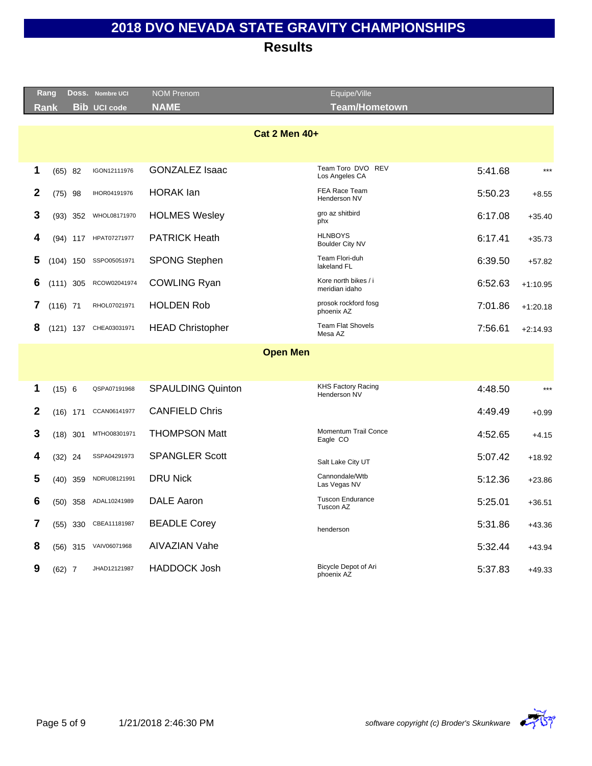# 2018 DVO NEVADA STATE GRAVITY CHAMPIONSHIPS

## Results

| Rang Rank | Doss. Bib | Nombre UCI UCI code | NOM Prenom NAME | Equipe/Ville Team/Hometown | | |
|---|---|---|---|---|---|---|
| **Cat 2 Men 40+** | | | | | | |
| 1 | (65) 82 | IGON12111976 | GONZALEZ Isaac | Team Toro DVO REV Los Angeles CA | 5:41.68 | *** |
| 2 | (75) 98 | IHOR04191976 | HORAK Ian | FEA Race Team Henderson NV | 5:50.23 | +8.55 |
| 3 | (93) 352 | WHOL08171970 | HOLMES Wesley | gro az shitbird phx | 6:17.08 | +35.40 |
| 4 | (94) 117 | HPAT07271977 | PATRICK Heath | HLNBOYS Boulder City NV | 6:17.41 | +35.73 |
| 5 | (104) 150 | SSPO05051971 | SPONG Stephen | Team Flori-duh lakeland FL | 6:39.50 | +57.82 |
| 6 | (111) 305 | RCOW02041974 | COWLING Ryan | Kore north bikes / i meridian idaho | 6:52.63 | +1:10.95 |
| 7 | (116) 71 | RHOL07021971 | HOLDEN Rob | prosok rockford fosg phoenix AZ | 7:01.86 | +1:20.18 |
| 8 | (121) 137 | CHEA03031971 | HEAD Christopher | Team Flat Shovels Mesa AZ | 7:56.61 | +2:14.93 |
| **Open Men** | | | | | | |
| 1 | (15) 6 | QSPA07191968 | SPAULDING Quinton | KHS Factory Racing Henderson NV | 4:48.50 | *** |
| 2 | (16) 171 | CCAN06141977 | CANFIELD Chris | | 4:49.49 | +0.99 |
| 3 | (18) 301 | MTHO08301971 | THOMPSON Matt | Momentum Trail Conce Eagle CO | 4:52.65 | +4.15 |
| 4 | (32) 24 | SSPA04291973 | SPANGLER Scott | Salt Lake City UT | 5:07.42 | +18.92 |
| 5 | (40) 359 | NDRU08121991 | DRU Nick | Cannondale/Wtb Las Vegas NV | 5:12.36 | +23.86 |
| 6 | (50) 358 | ADAL10241989 | DALE Aaron | Tuscon Endurance Tuscon AZ | 5:25.01 | +36.51 |
| 7 | (55) 330 | CBEA11181987 | BEADLE Corey | henderson | 5:31.86 | +43.36 |
| 8 | (56) 315 | VAIV06071968 | AIVAZIAN Vahe | | 5:32.44 | +43.94 |
| 9 | (62) 7 | JHAD12121987 | HADDOCK Josh | Bicycle Depot of Ari phoenix AZ | 5:37.83 | +49.33 |

1/21/2018 2:46:30 PM

*software copyright (c) Broder's Skunkware*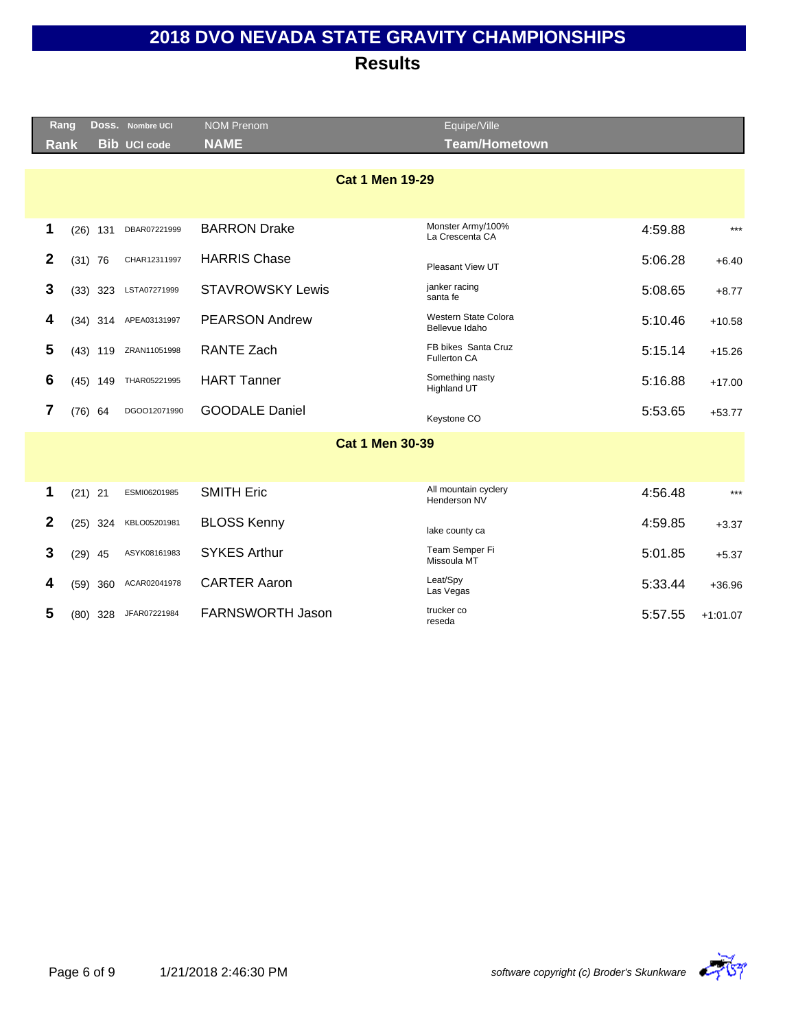# 2018 DVO NEVADA STATE GRAVITY CHAMPIONSHIPS

## Results

| Rang / Rank | Doss. / Bib | Nombre UCI / UCI code | NOM Prenom / NAME | Equipe/Ville / Team/Hometown | | |
|---|---|---|---|---|---|---|
| **Cat 1 Men 19-29** | | | | | | |
| 1 | (26) 131 | DBAR07221999 | BARRON Drake | Monster Army/100% La Crescenta CA | 4:59.88 | *** |
| 2 | (31) 76 | CHAR12311997 | HARRIS Chase | Pleasant View UT | 5:06.28 | +6.40 |
| 3 | (33) 323 | LSTA07271999 | STAVROWSKY Lewis | janker racing santa fe | 5:08.65 | +8.77 |
| 4 | (34) 314 | APEA03131997 | PEARSON Andrew | Western State Colora Bellevue Idaho | 5:10.46 | +10.58 |
| 5 | (43) 119 | ZRAN11051998 | RANTE Zach | FB bikes Santa Cruz Fullerton CA | 5:15.14 | +15.26 |
| 6 | (45) 149 | THAR05221995 | HART Tanner | Something nasty Highland UT | 5:16.88 | +17.00 |
| 7 | (76) 64 | DGOO12071990 | GOODALE Daniel | Keystone CO | 5:53.65 | +53.77 |
| **Cat 1 Men 30-39** | | | | | | |
| 1 | (21) 21 | ESMI06201985 | SMITH Eric | All mountain cyclery Henderson NV | 4:56.48 | *** |
| 2 | (25) 324 | KBLO05201981 | BLOSS Kenny | lake county ca | 4:59.85 | +3.37 |
| 3 | (29) 45 | ASYK08161983 | SYKES Arthur | Team Semper Fi Missoula MT | 5:01.85 | +5.37 |
| 4 | (59) 360 | ACAR02041978 | CARTER Aaron | Leat/Spy Las Vegas | 5:33.44 | +36.96 |
| 5 | (80) 328 | JFAR07221984 | FARNSWORTH Jason | trucker co reseda | 5:57.55 | +1:01.07 |

1/21/2018 2:46:30 PM

*software copyright (c) Broder's Skunkware*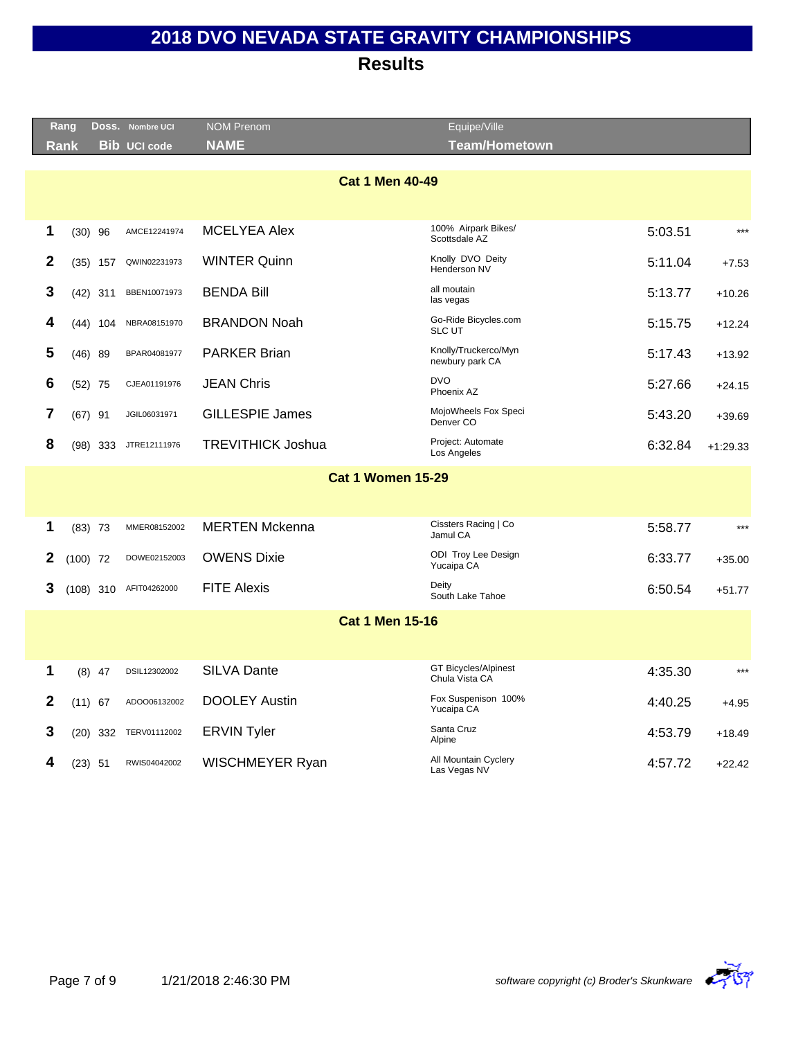# 2018 DVO NEVADA STATE GRAVITY CHAMPIONSHIPS

## Results

| Rang<br>Rank | Doss.<br>Bib | Nombre UCI<br>UCI code | NOM Prenom<br>NAME | Equipe/Ville<br>Team/Hometown | | |
|---|---|---|---|---|---|---|
| **Cat 1 Men 40-49** | | | | | | |
| 1 | (30) 96 | AMCE12241974 | MCELYEA Alex | 100% Airpark Bikes/<br>Scottsdale AZ | 5:03.51 | *** |
| 2 | (35) 157 | QWIN02231973 | WINTER Quinn | Knolly DVO Deity<br>Henderson NV | 5:11.04 | +7.53 |
| 3 | (42) 311 | BBEN10071973 | BENDA Bill | all moutain<br>las vegas | 5:13.77 | +10.26 |
| 4 | (44) 104 | NBRA08151970 | BRANDON Noah | Go-Ride Bicycles.com<br>SLC UT | 5:15.75 | +12.24 |
| 5 | (46) 89 | BPAR04081977 | PARKER Brian | Knolly/Truckerco/Myn<br>newbury park CA | 5:17.43 | +13.92 |
| 6 | (52) 75 | CJEA01191976 | JEAN Chris | DVO<br>Phoenix AZ | 5:27.66 | +24.15 |
| 7 | (67) 91 | JGIL06031971 | GILLESPIE James | MojoWheels Fox Speci<br>Denver CO | 5:43.20 | +39.69 |
| 8 | (98) 333 | JTRE12111976 | TREVITHICK Joshua | Project: Automate<br>Los Angeles | 6:32.84 | +1:29.33 |
| **Cat 1 Women 15-29** | | | | | | |
| 1 | (83) 73 | MMER08152002 | MERTEN Mckenna | Cissters Racing \| Co<br>Jamul CA | 5:58.77 | *** |
| 2 | (100) 72 | DOWE02152003 | OWENS Dixie | ODI Troy Lee Design<br>Yucaipa CA | 6:33.77 | +35.00 |
| 3 | (108) 310 | AFIT04262000 | FITE Alexis | Deity<br>South Lake Tahoe | 6:50.54 | +51.77 |
| **Cat 1 Men 15-16** | | | | | | |
| 1 | (8) 47 | DSIL12302002 | SILVA Dante | GT Bicycles/Alpinest<br>Chula Vista CA | 4:35.30 | *** |
| 2 | (11) 67 | ADOO06132002 | DOOLEY Austin | Fox Suspenion 100%<br>Yucaipa CA | 4:40.25 | +4.95 |
| 3 | (20) 332 | TERV01112002 | ERVIN Tyler | Santa Cruz<br>Alpine | 4:53.79 | +18.49 |
| 4 | (23) 51 | RWIS04042002 | WISCHMEYER Ryan | All Mountain Cyclery<br>Las Vegas NV | 4:57.72 | +22.42 |

1/21/2018 2:46:30 PM

*software copyright (c) Broder's Skunkware*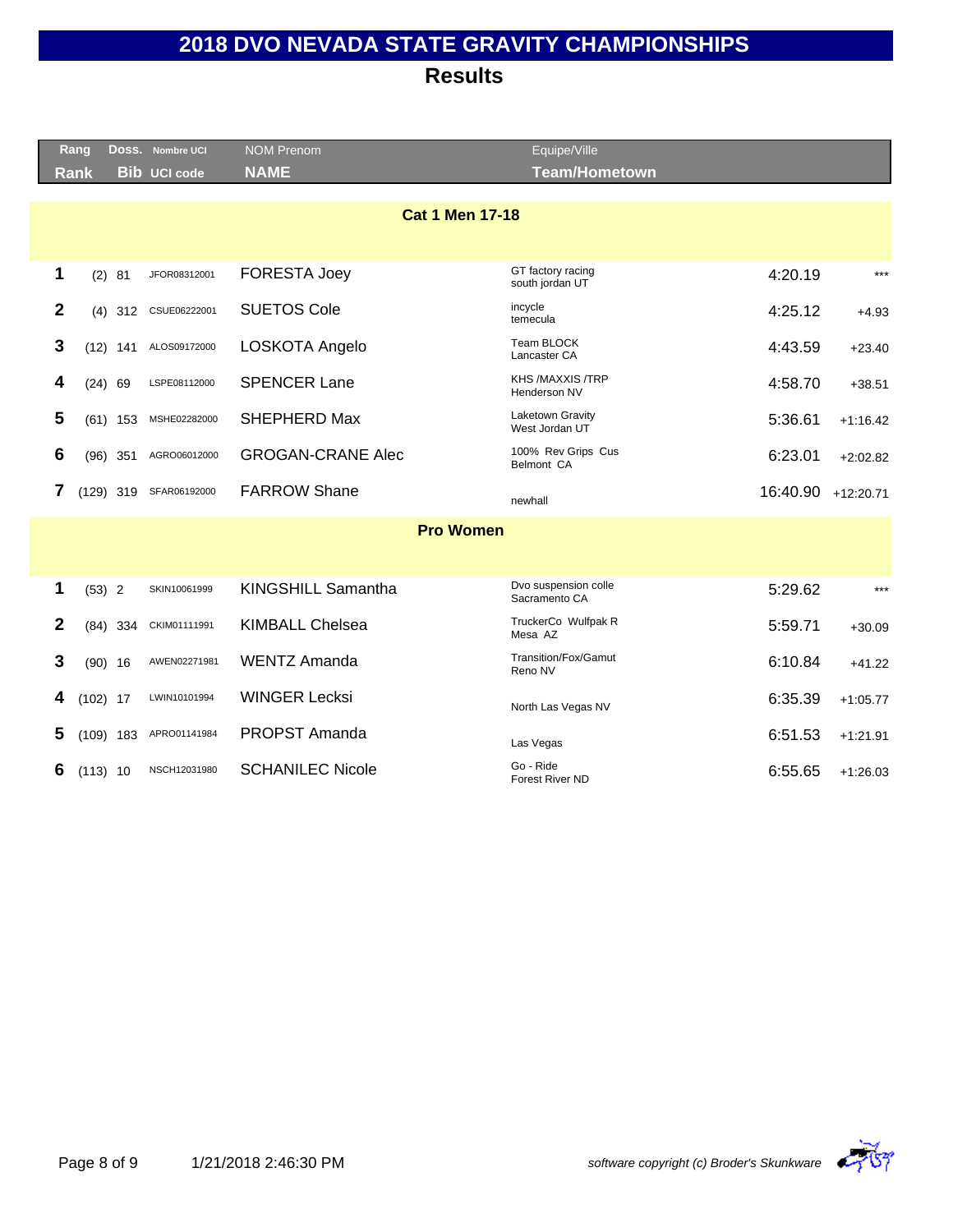# 2018 DVO NEVADA STATE GRAVITY CHAMPIONSHIPS

## Results

| Rang / Rank | Doss. / Bib | Nombre UCI / UCI code | NOM Prenom / NAME | Equipe/Ville / Team/Hometown | Time | Gap |
|---|---|---|---|---|---|---|
| **Cat 1 Men 17-18** | | | | | | |
| 1 | (2) 81 | JFOR08312001 | FORESTA Joey | GT factory racing<br>south jordan UT | 4:20.19 | *** |
| 2 | (4) 312 | CSUE06222001 | SUETOS Cole | incycle<br>temecula | 4:25.12 | +4.93 |
| 3 | (12) 141 | ALOS09172000 | LOSKOTA Angelo | Team BLOCK<br>Lancaster CA | 4:43.59 | +23.40 |
| 4 | (24) 69 | LSPE08112000 | SPENCER Lane | KHS /MAXXIS /TRP<br>Henderson NV | 4:58.70 | +38.51 |
| 5 | (61) 153 | MSHE02282000 | SHEPHERD Max | Laketown Gravity<br>West Jordan UT | 5:36.61 | +1:16.42 |
| 6 | (96) 351 | AGRO06012000 | GROGAN-CRANE Alec | 100% Rev Grips Cus<br>Belmont CA | 6:23.01 | +2:02.82 |
| 7 | (129) 319 | SFAR06192000 | FARROW Shane | newhall | 16:40.90 | +12:20.71 |
| **Pro Women** | | | | | | |
| 1 | (53) 2 | SKIN10061999 | KINGSHILL Samantha | Dvo suspension colle<br>Sacramento CA | 5:29.62 | *** |
| 2 | (84) 334 | CKIM01111991 | KIMBALL Chelsea | TruckerCo Wulfpak R<br>Mesa AZ | 5:59.71 | +30.09 |
| 3 | (90) 16 | AWEN02271981 | WENTZ Amanda | Transition/Fox/Gamut<br>Reno NV | 6:10.84 | +41.22 |
| 4 | (102) 17 | LWIN10101994 | WINGER Lecksi | North Las Vegas NV | 6:35.39 | +1:05.77 |
| 5 | (109) 183 | APRO01141984 | PROPST Amanda | Las Vegas | 6:51.53 | +1:21.91 |
| 6 | (113) 10 | NSCH12031980 | SCHANILEC Nicole | Go - Ride<br>Forest River ND | 6:55.65 | +1:26.03 |

1/21/2018 2:46:30 PM

*software copyright (c) Broder's Skunkware*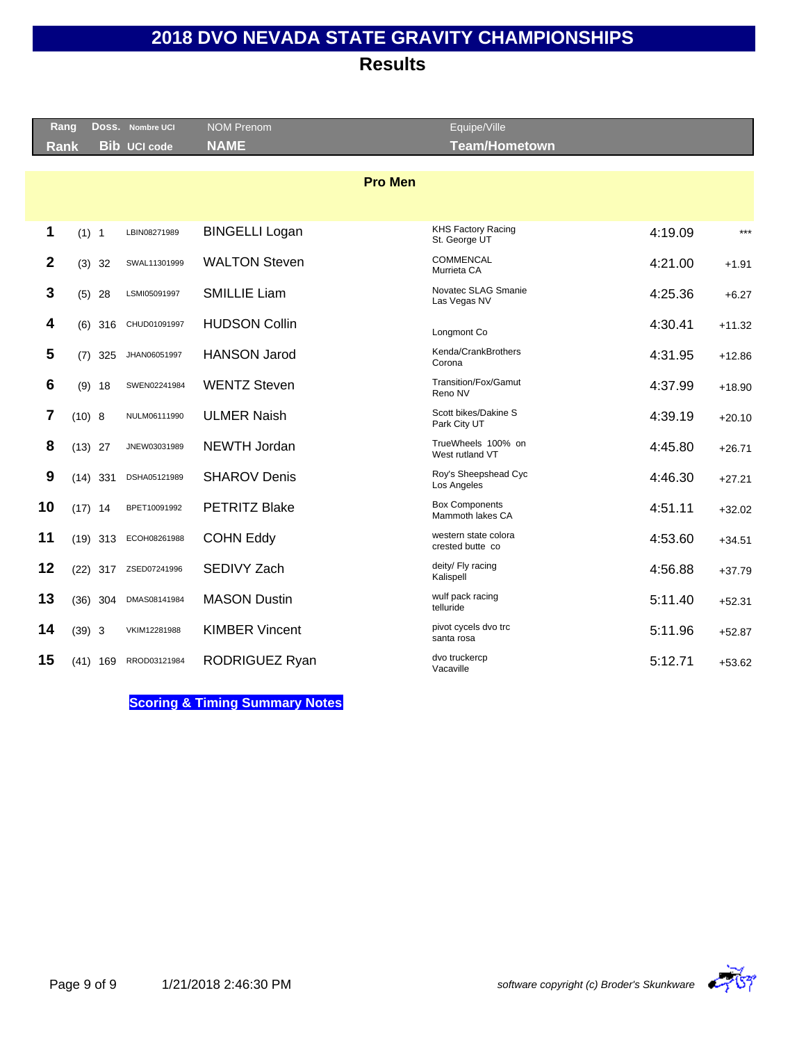# 2018 DVO NEVADA STATE GRAVITY CHAMPIONSHIPS

## Results

| Rang / Rank | Doss. / Bib | Nombre UCI / UCI code | NOM Prenom / NAME | Equipe/Ville / Team/Hometown | | |
|---|---|---|---|---|---|---|
| | | | **Pro Men** | | | |
| 1 | (1) 1 | LBIN08271989 | BINGELLI Logan | KHS Factory Racing St. George UT | 4:19.09 | *** |
| 2 | (3) 32 | SWAL11301999 | WALTON Steven | COMMENCAL Murrieta CA | 4:21.00 | +1.91 |
| 3 | (5) 28 | LSMI05091997 | SMILLIE Liam | Novatec SLAG Smanie Las Vegas NV | 4:25.36 | +6.27 |
| 4 | (6) 316 | CHUD01091997 | HUDSON Collin | Longmont Co | 4:30.41 | +11.32 |
| 5 | (7) 325 | JHAN06051997 | HANSON Jarod | Kenda/CrankBrothers Corona | 4:31.95 | +12.86 |
| 6 | (9) 18 | SWEN02241984 | WENTZ Steven | Transition/Fox/Gamut Reno NV | 4:37.99 | +18.90 |
| 7 | (10) 8 | NULM06111990 | ULMER Naish | Scott bikes/Dakine S Park City UT | 4:39.19 | +20.10 |
| 8 | (13) 27 | JNEW03031989 | NEWTH Jordan | TrueWheels 100% on West rutland VT | 4:45.80 | +26.71 |
| 9 | (14) 331 | DSHA05121989 | SHAROV Denis | Roy's Sheepshead Cyc Los Angeles | 4:46.30 | +27.21 |
| 10 | (17) 14 | BPET10091992 | PETRITZ Blake | Box Components Mammoth lakes CA | 4:51.11 | +32.02 |
| 11 | (19) 313 | ECOH08261988 | COHN Eddy | western state colora crested butte co | 4:53.60 | +34.51 |
| 12 | (22) 317 | ZSED07241996 | SEDIVY Zach | deity/ Fly racing Kalispell | 4:56.88 | +37.79 |
| 13 | (36) 304 | DMAS08141984 | MASON Dustin | wulf pack racing telluride | 5:11.40 | +52.31 |
| 14 | (39) 3 | VKIM12281988 | KIMBER Vincent | pivot cycels dvo trc santa rosa | 5:11.96 | +52.87 |
| 15 | (41) 169 | RROD03121984 | RODRIGUEZ Ryan | dvo truckercp Vacaville | 5:12.71 | +53.62 |

**Scoring & Timing Summary Notes**

1/21/2018 2:46:30 PM

*software copyright (c) Broder's Skunkware*